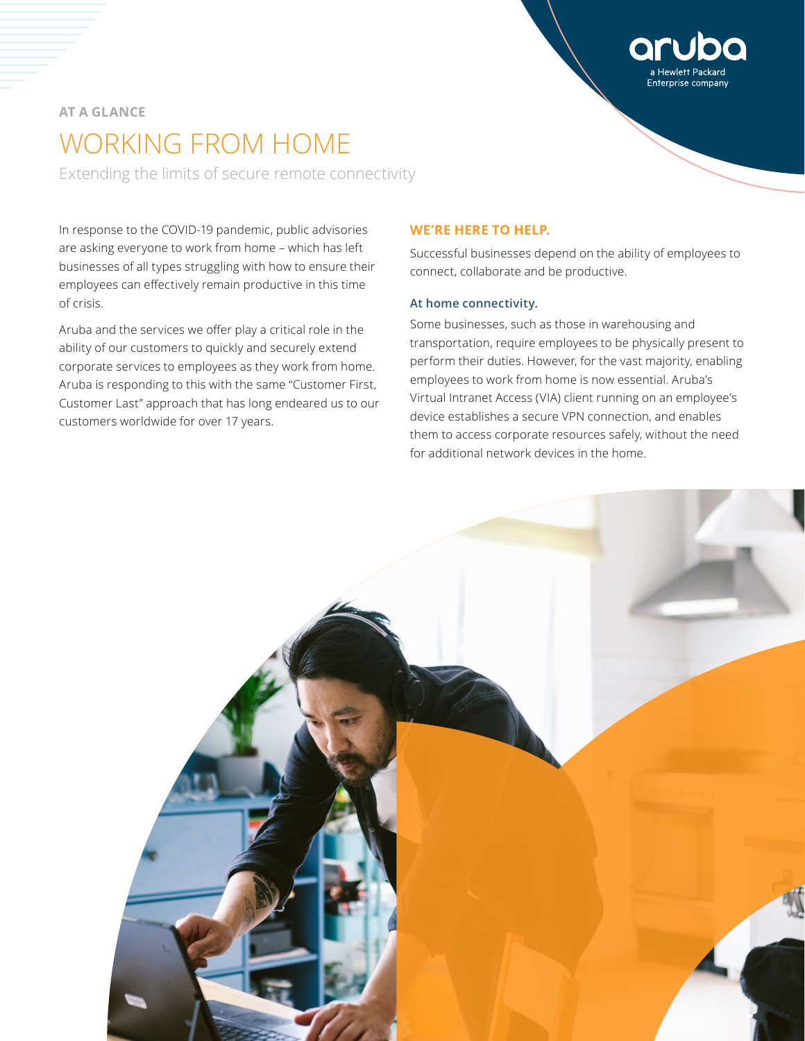AT A GLANCE

# WORKING FROM HOME

Extending the limits of secure remote connectivity

In response to the COVID-19 pandemic, public advisories are asking everyone to work from home – which has left businesses of all types struggling with how to ensure their employees can effectively remain productive in this time of crisis.

Aruba and the services we offer play a critical role in the ability of our customers to quickly and securely extend corporate services to employees as they work from home. Aruba is responding to this with the same "Customer First, Customer Last" approach that has long endeared us to our customers worldwide for over 17 years.

## WE'RE HERE TO HELP.

Successful businesses depend on the ability of employees to connect, collaborate and be productive.

### At home connectivity.

Some businesses, such as those in warehousing and transportation, require employees to be physically present to perform their duties. However, for the vast majority, enabling employees to work from home is now essential. Aruba's Virtual Intranet Access (VIA) client running on an employee's device establishes a secure VPN connection, and enables them to access corporate resources safely, without the need for additional network devices in the home.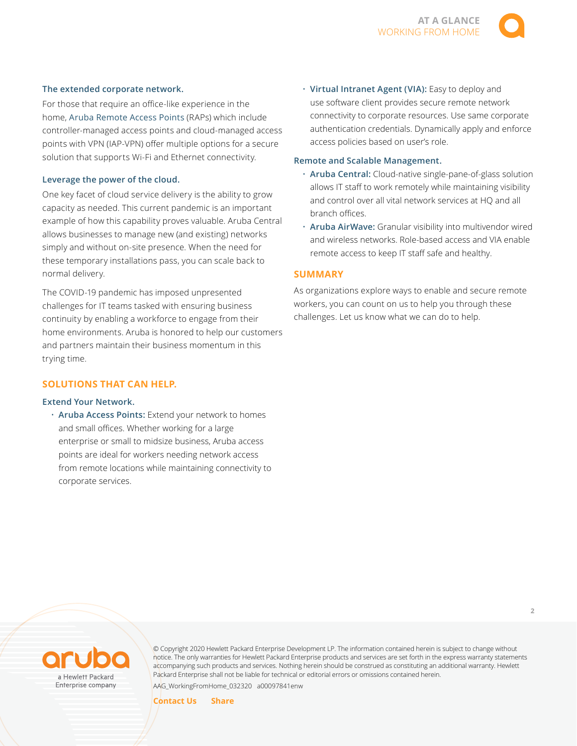### The extended corporate network.

For those that require an office-like experience in the home, Aruba Remote Access Points (RAPs) which include controller-managed access points and cloud-managed access points with VPN (IAP-VPN) offer multiple options for a secure solution that supports Wi-Fi and Ethernet connectivity.

### Leverage the power of the cloud.

One key facet of cloud service delivery is the ability to grow capacity as needed. This current pandemic is an important example of how this capability proves valuable. Aruba Central allows businesses to manage new (and existing) networks simply and without on-site presence. When the need for these temporary installations pass, you can scale back to normal delivery.

The COVID-19 pandemic has imposed unpresented challenges for IT teams tasked with ensuring business continuity by enabling a workforce to engage from their home environments. Aruba is honored to help our customers and partners maintain their business momentum in this trying time.

## SOLUTIONS THAT CAN HELP.

### Extend Your Network.

- **Aruba Access Points:** Extend your network to homes and small offices. Whether working for a large enterprise or small to midsize business, Aruba access points are ideal for workers needing network access from remote locations while maintaining connectivity to corporate services.
- **Virtual Intranet Agent (VIA):** Easy to deploy and use software client provides secure remote network connectivity to corporate resources. Use same corporate authentication credentials. Dynamically apply and enforce access policies based on user's role.

### Remote and Scalable Management.

- **Aruba Central:** Cloud-native single-pane-of-glass solution allows IT staff to work remotely while maintaining visibility and control over all vital network services at HQ and all branch offices.
- **Aruba AirWave:** Granular visibility into multivendor wired and wireless networks. Role-based access and VIA enable remote access to keep IT staff safe and healthy.

## SUMMARY

As organizations explore ways to enable and secure remote workers, you can count on us to help you through these challenges. Let us know what we can do to help.

aruba
a Hewlett Packard Enterprise company

© Copyright 2020 Hewlett Packard Enterprise Development LP. The information contained herein is subject to change without notice. The only warranties for Hewlett Packard Enterprise products and services are set forth in the express warranty statements accompanying such products and services. Nothing herein should be construed as constituting an additional warranty. Hewlett Packard Enterprise shall not be liable for technical or editorial errors or omissions contained herein.

AAG_WorkingFromHome_032320 a00097841enw

**Contact Us** **Share**